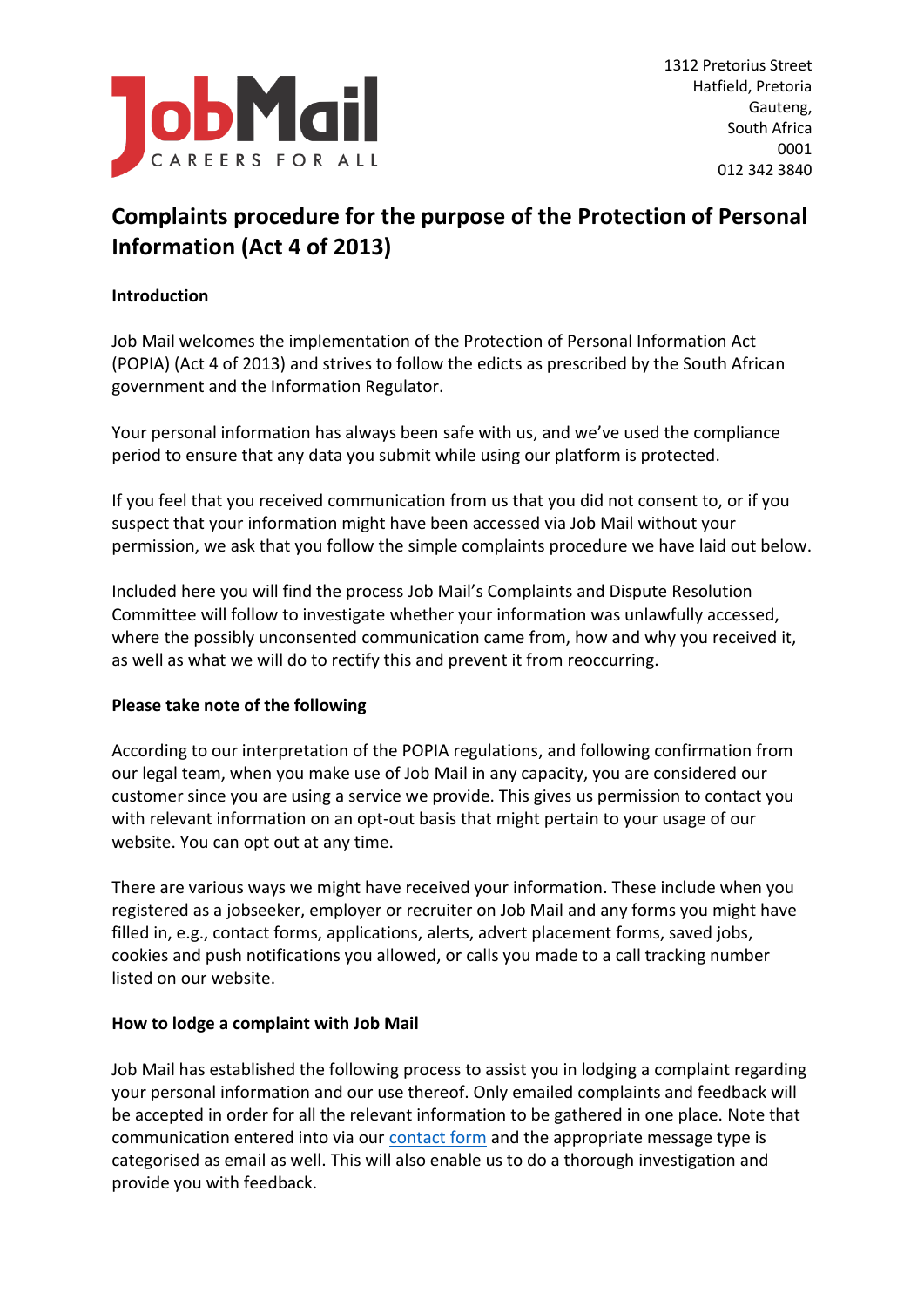1312 Pretorius Street
Hatfield, Pretoria
Gauteng,
South Africa
0001
012 342 3840

# Complaints procedure for the purpose of the Protection of Personal Information (Act 4 of 2013)

**Introduction**

Job Mail welcomes the implementation of the Protection of Personal Information Act (POPIA) (Act 4 of 2013) and strives to follow the edicts as prescribed by the South African government and the Information Regulator.

Your personal information has always been safe with us, and we've used the compliance period to ensure that any data you submit while using our platform is protected.

If you feel that you received communication from us that you did not consent to, or if you suspect that your information might have been accessed via Job Mail without your permission, we ask that you follow the simple complaints procedure we have laid out below.

Included here you will find the process Job Mail's Complaints and Dispute Resolution Committee will follow to investigate whether your information was unlawfully accessed, where the possibly unconsented communication came from, how and why you received it, as well as what we will do to rectify this and prevent it from reoccurring.

**Please take note of the following**

According to our interpretation of the POPIA regulations, and following confirmation from our legal team, when you make use of Job Mail in any capacity, you are considered our customer since you are using a service we provide. This gives us permission to contact you with relevant information on an opt-out basis that might pertain to your usage of our website. You can opt out at any time.

There are various ways we might have received your information. These include when you registered as a jobseeker, employer or recruiter on Job Mail and any forms you might have filled in, e.g., contact forms, applications, alerts, advert placement forms, saved jobs, cookies and push notifications you allowed, or calls you made to a call tracking number listed on our website.

**How to lodge a complaint with Job Mail**

Job Mail has established the following process to assist you in lodging a complaint regarding your personal information and our use thereof. Only emailed complaints and feedback will be accepted in order for all the relevant information to be gathered in one place. Note that communication entered into via our contact form and the appropriate message type is categorised as email as well. This will also enable us to do a thorough investigation and provide you with feedback.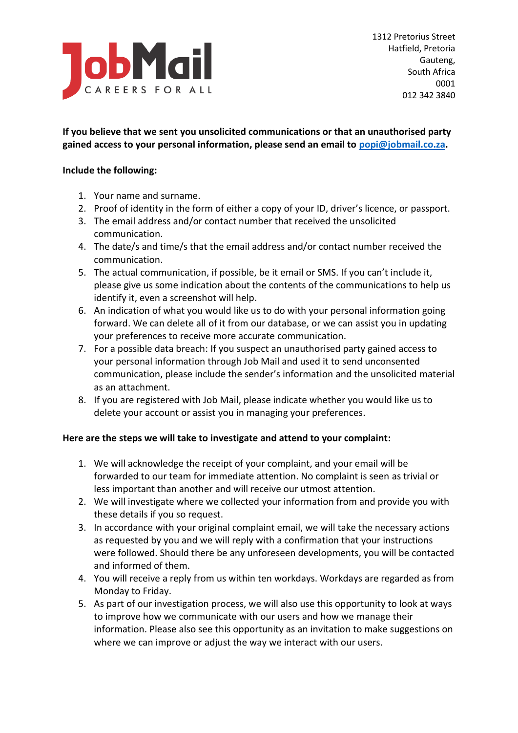JobMail
CAREERS FOR ALL

1312 Pretorius Street
Hatfield, Pretoria
Gauteng,
South Africa
0001
012 342 3840

**If you believe that we sent you unsolicited communications or that an unauthorised party gained access to your personal information, please send an email to popi@jobmail.co.za.**

**Include the following:**

1. Your name and surname.
2. Proof of identity in the form of either a copy of your ID, driver's licence, or passport.
3. The email address and/or contact number that received the unsolicited communication.
4. The date/s and time/s that the email address and/or contact number received the communication.
5. The actual communication, if possible, be it email or SMS. If you can't include it, please give us some indication about the contents of the communications to help us identify it, even a screenshot will help.
6. An indication of what you would like us to do with your personal information going forward. We can delete all of it from our database, or we can assist you in updating your preferences to receive more accurate communication.
7. For a possible data breach: If you suspect an unauthorised party gained access to your personal information through Job Mail and used it to send unconsented communication, please include the sender's information and the unsolicited material as an attachment.
8. If you are registered with Job Mail, please indicate whether you would like us to delete your account or assist you in managing your preferences.

**Here are the steps we will take to investigate and attend to your complaint:**

1. We will acknowledge the receipt of your complaint, and your email will be forwarded to our team for immediate attention. No complaint is seen as trivial or less important than another and will receive our utmost attention.
2. We will investigate where we collected your information from and provide you with these details if you so request.
3. In accordance with your original complaint email, we will take the necessary actions as requested by you and we will reply with a confirmation that your instructions were followed. Should there be any unforeseen developments, you will be contacted and informed of them.
4. You will receive a reply from us within ten workdays. Workdays are regarded as from Monday to Friday.
5. As part of our investigation process, we will also use this opportunity to look at ways to improve how we communicate with our users and how we manage their information. Please also see this opportunity as an invitation to make suggestions on where we can improve or adjust the way we interact with our users.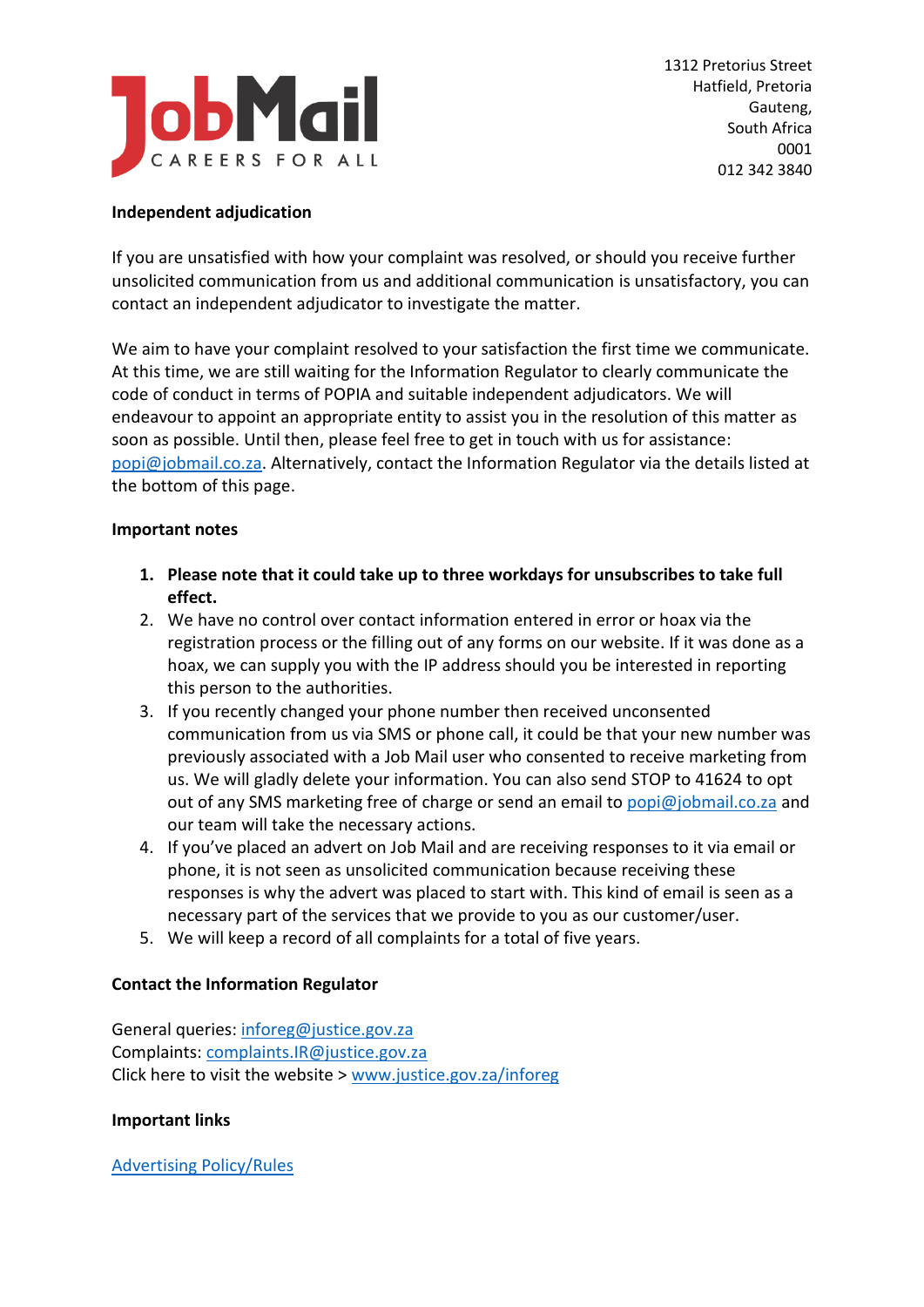1312 Pretorius Street
Hatfield, Pretoria
Gauteng,
South Africa
0001
012 342 3840

**Independent adjudication**

If you are unsatisfied with how your complaint was resolved, or should you receive further unsolicited communication from us and additional communication is unsatisfactory, you can contact an independent adjudicator to investigate the matter.

We aim to have your complaint resolved to your satisfaction the first time we communicate. At this time, we are still waiting for the Information Regulator to clearly communicate the code of conduct in terms of POPIA and suitable independent adjudicators. We will endeavour to appoint an appropriate entity to assist you in the resolution of this matter as soon as possible. Until then, please feel free to get in touch with us for assistance: popi@jobmail.co.za. Alternatively, contact the Information Regulator via the details listed at the bottom of this page.

**Important notes**

1. **Please note that it could take up to three workdays for unsubscribes to take full effect.**
2. We have no control over contact information entered in error or hoax via the registration process or the filling out of any forms on our website. If it was done as a hoax, we can supply you with the IP address should you be interested in reporting this person to the authorities.
3. If you recently changed your phone number then received unconsented communication from us via SMS or phone call, it could be that your new number was previously associated with a Job Mail user who consented to receive marketing from us. We will gladly delete your information. You can also send STOP to 41624 to opt out of any SMS marketing free of charge or send an email to popi@jobmail.co.za and our team will take the necessary actions.
4. If you've placed an advert on Job Mail and are receiving responses to it via email or phone, it is not seen as unsolicited communication because receiving these responses is why the advert was placed to start with. This kind of email is seen as a necessary part of the services that we provide to you as our customer/user.
5. We will keep a record of all complaints for a total of five years.

**Contact the Information Regulator**

General queries: inforeg@justice.gov.za
Complaints: complaints.IR@justice.gov.za
Click here to visit the website > www.justice.gov.za/inforeg

**Important links**

Advertising Policy/Rules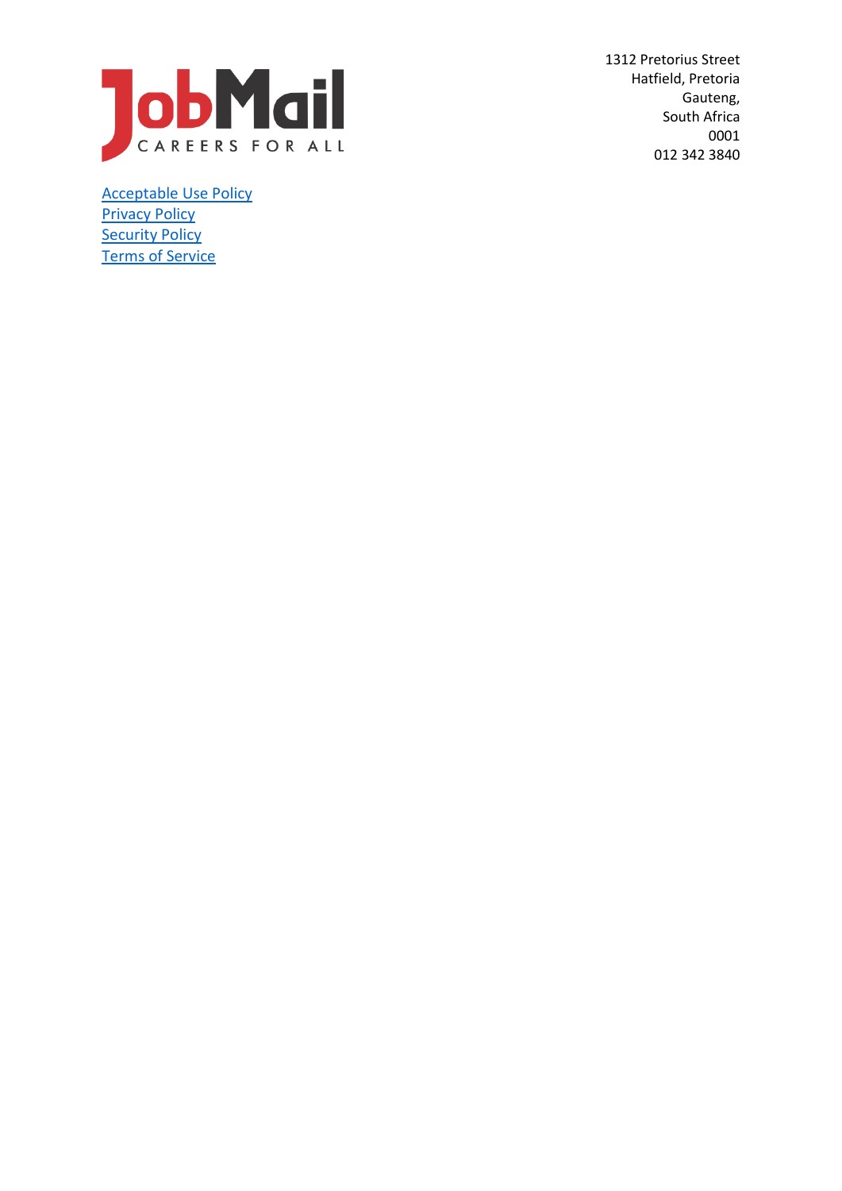JobMail
CAREERS FOR ALL

1312 Pretorius Street
Hatfield, Pretoria
Gauteng,
South Africa
0001
012 342 3840

Acceptable Use Policy
Privacy Policy
Security Policy
Terms of Service